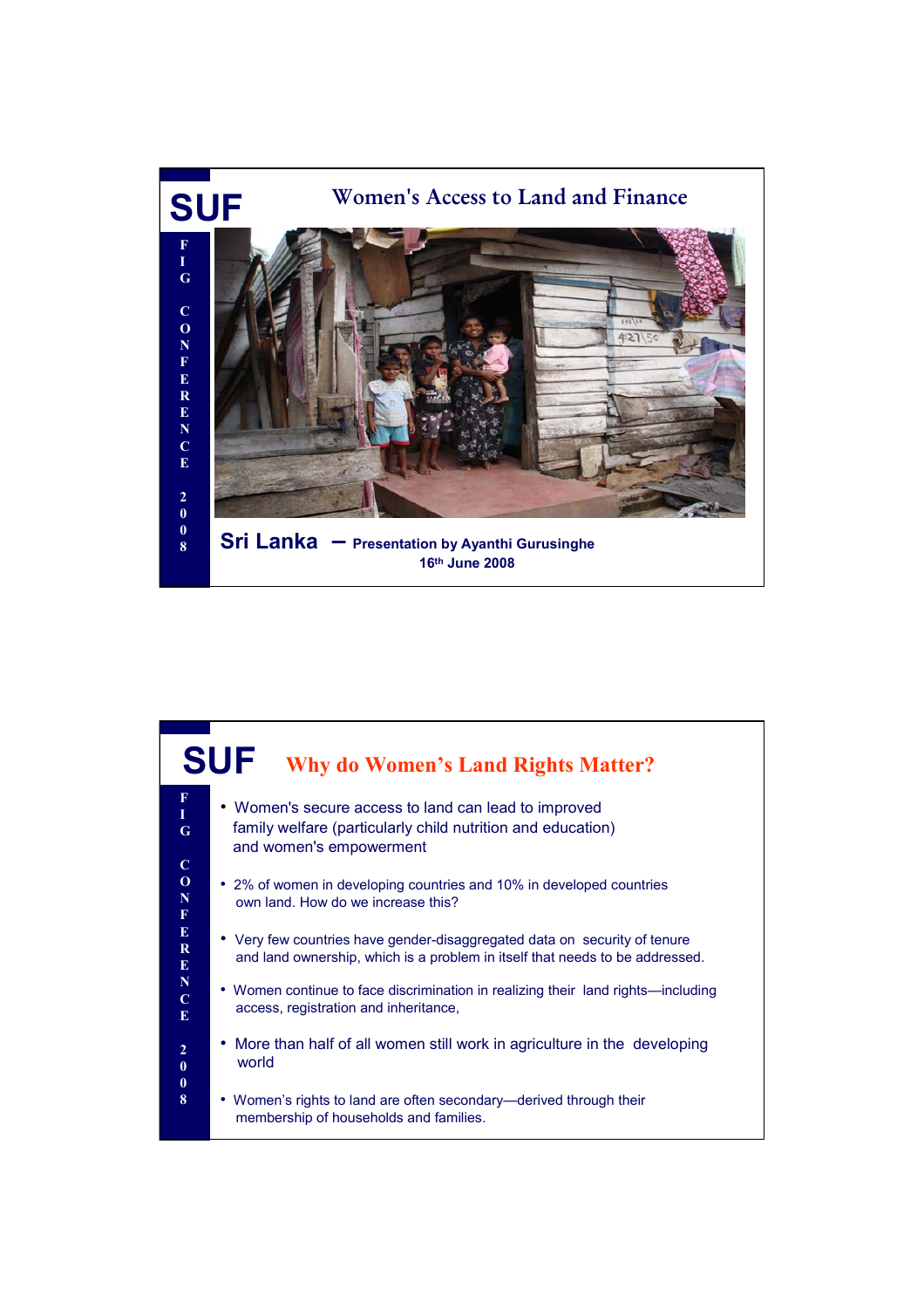# Women's Access to Land and Finance

SUF

FIG CONFERENCE 2008

**Sri Lanka – Presentation by Ayanthi Gurusinghe**

**16th June 2008**

---

# Why do Women's Land Rights Matter?

SUF

FIG CONFERENCE 2008

- Women's secure access to land can lead to improved family welfare (particularly child nutrition and education) and women's empowerment
- 2% of women in developing countries and 10% in developed countries own land. How do we increase this?
- Very few countries have gender-disaggregated data on security of tenure and land ownership, which is a problem in itself that needs to be addressed.
- Women continue to face discrimination in realizing their land rights—including access, registration and inheritance,
- More than half of all women still work in agriculture in the developing world
- Women's rights to land are often secondary—derived through their membership of households and families.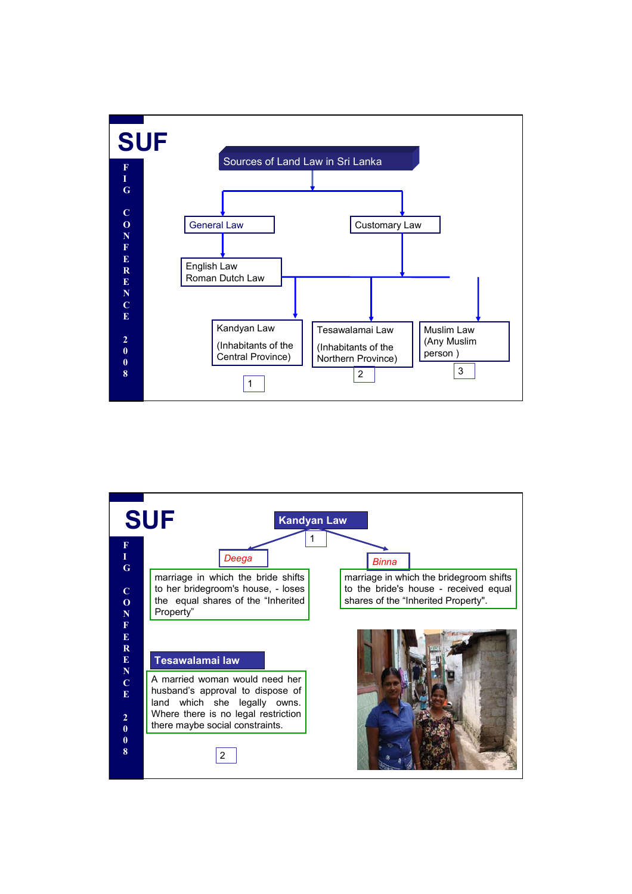## Sources of Land Law in Sri Lanka

- General Law
  - English Law
  - Roman Dutch Law
- Customary Law
  - Kandyan Law (Inhabitants of the Central Province) — 1
  - Tesawalamai Law (Inhabitants of the Northern Province) — 2
  - Muslim Law (Any Muslim person ) — 3

## Kandyan Law

1

*Deega*

marriage in which the bride shifts to her bridegroom's house, - loses the equal shares of the "Inherited Property"

*Binna*

marriage in which the bridegroom shifts to the bride's house - received equal shares of the "Inherited Property".

## Tesawalamai law

A married woman would need her husband's approval to dispose of land which she legally owns. Where there is no legal restriction there maybe social constraints.

2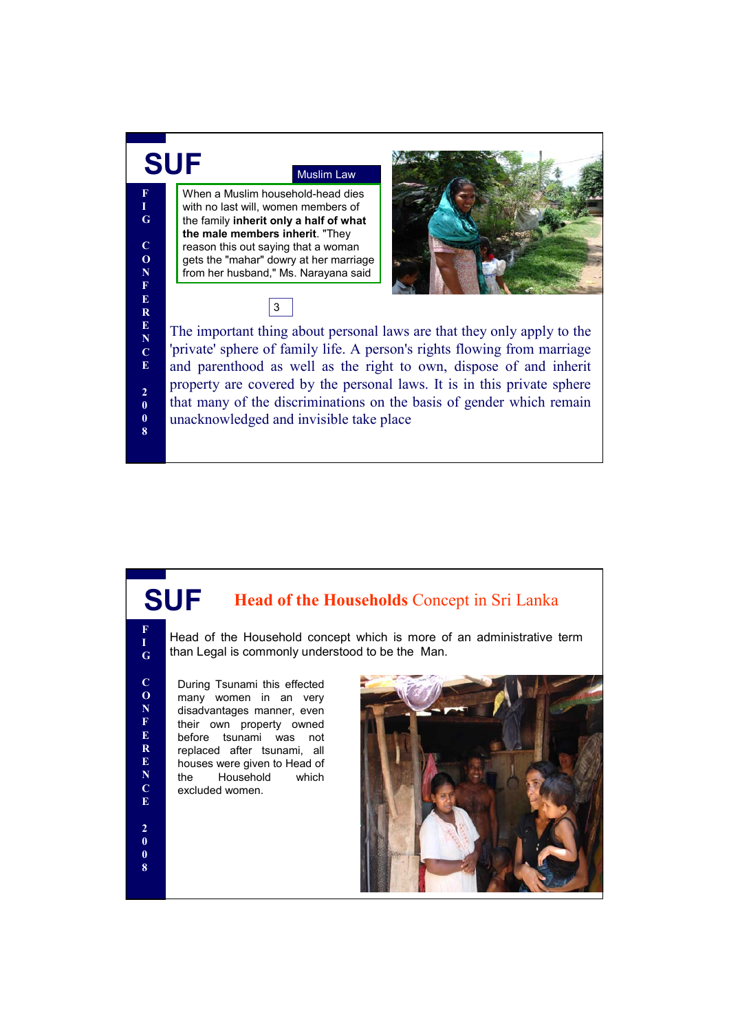## SUF

**Muslim Law**

When a Muslim household-head dies with no last will, women members of the family **inherit only a half of what the male members inherit**. "They reason this out saying that a woman gets the "mahar" dowry at her marriage from her husband," Ms. Narayana said

The important thing about personal laws are that they only apply to the 'private' sphere of family life. A person's rights flowing from marriage and parenthood as well as the right to own, dispose of and inherit property are covered by the personal laws. It is in this private sphere that many of the discriminations on the basis of gender which remain unacknowledged and invisible take place

## SUF

### **Head of the Households** Concept in Sri Lanka

Head of the Household concept which is more of an administrative term than Legal is commonly understood to be the Man.

During Tsunami this effected many women in an very disadvantages manner, even their own property owned before tsunami was not replaced after tsunami, all houses were given to Head of the Household which excluded women.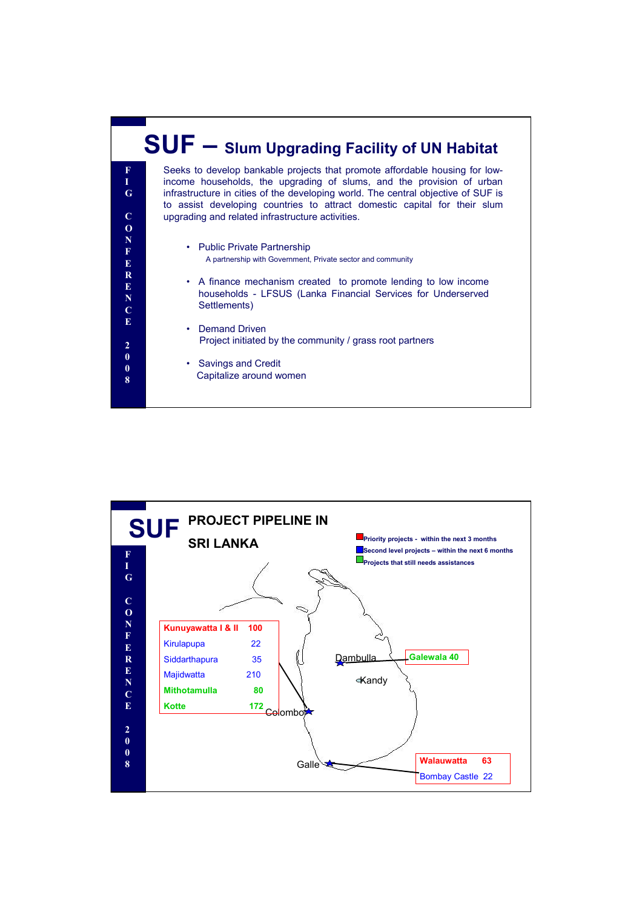# SUF – Slum Upgrading Facility of UN Habitat

Seeks to develop bankable projects that promote affordable housing for low-income households, the upgrading of slums, and the provision of urban infrastructure in cities of the developing world. The central objective of SUF is to assist developing countries to attract domestic capital for their slum upgrading and related infrastructure activities.

- Public Private Partnership
  A partnership with Government, Private sector and community
- A finance mechanism created to promote lending to low income households - LFSUS (Lanka Financial Services for Underserved Settlements)
- Demand Driven
  Project initiated by the community / grass root partners
- Savings and Credit
  Capitalize around women

# SUF PROJECT PIPELINE IN SRI LANKA

- Priority projects - within the next 3 months
- Second level projects – within the next 6 months
- Projects that still needs assistances

**Colombo**

| Project | Units |
|---|---|
| Kunuyawatta I & II | 100 |
| Kirulapupa | 22 |
| Siddarthapura | 35 |
| Majidwatta | 210 |
| Mithotamulla | 80 |
| Kotte | 172 |

**Dambulla**

| Project | Units |
|---|---|
| Galewala | 40 |

Kandy

**Galle**

| Project | Units |
|---|---|
| Walauwatta | 63 |
| Bombay Castle | 22 |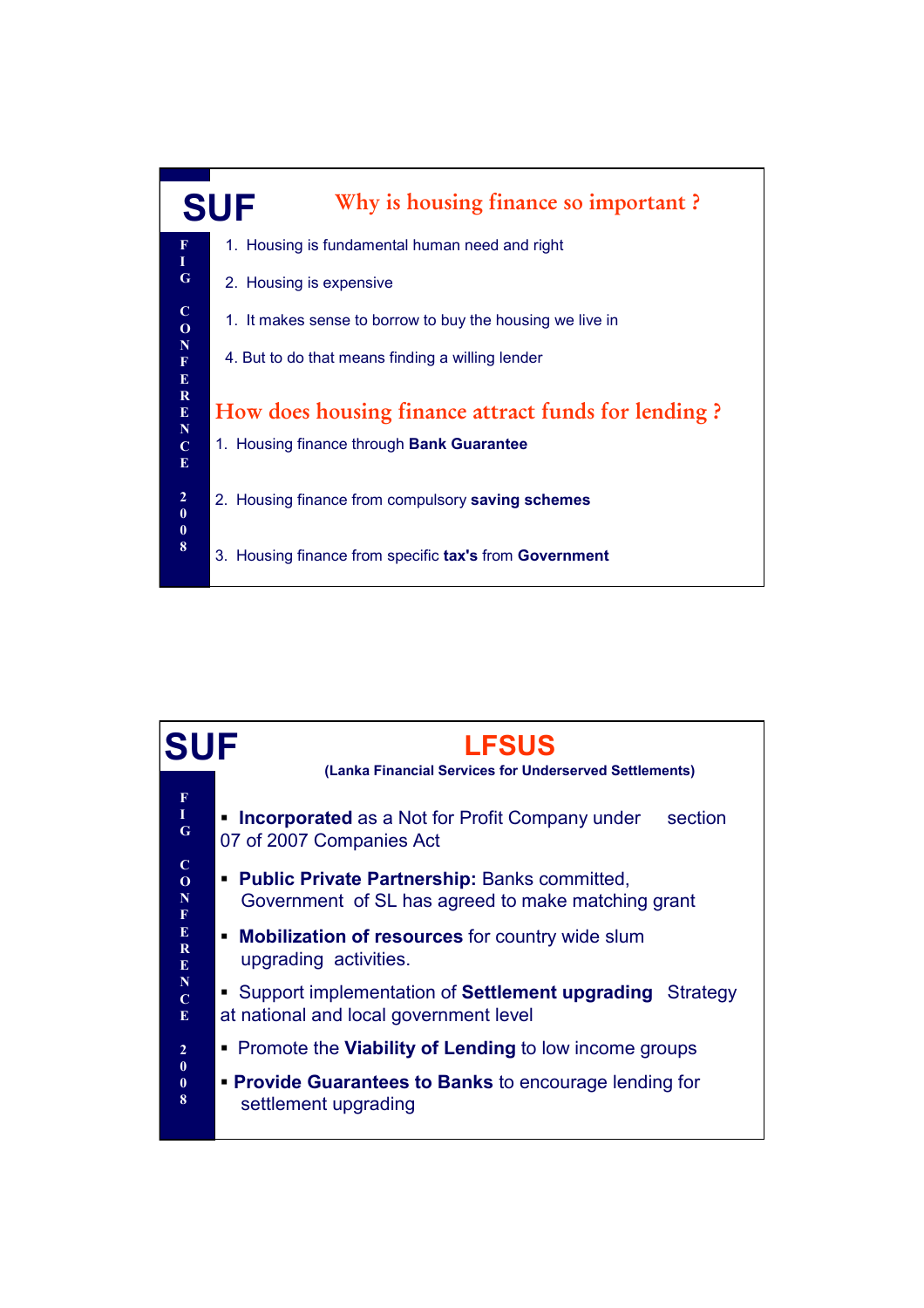## SUF

### Why is housing finance so important ?

1. Housing is fundamental human need and right

2. Housing is expensive

1. It makes sense to borrow to buy the housing we live in

4. But to do that means finding a willing lender

### How does housing finance attract funds for lending ?

1. Housing finance through **Bank Guarantee**

2. Housing finance from compulsory **saving schemes**

3. Housing finance from specific **tax's** from **Government**

## SUF

### LFSUS

**(Lanka Financial Services for Underserved Settlements)**

- **Incorporated** as a Not for Profit Company under section 07 of 2007 Companies Act
- **Public Private Partnership:** Banks committed, Government of SL has agreed to make matching grant
- **Mobilization of resources** for country wide slum upgrading activities.
- Support implementation of **Settlement upgrading** Strategy at national and local government level
- Promote the **Viability of Lending** to low income groups
- **Provide Guarantees to Banks** to encourage lending for settlement upgrading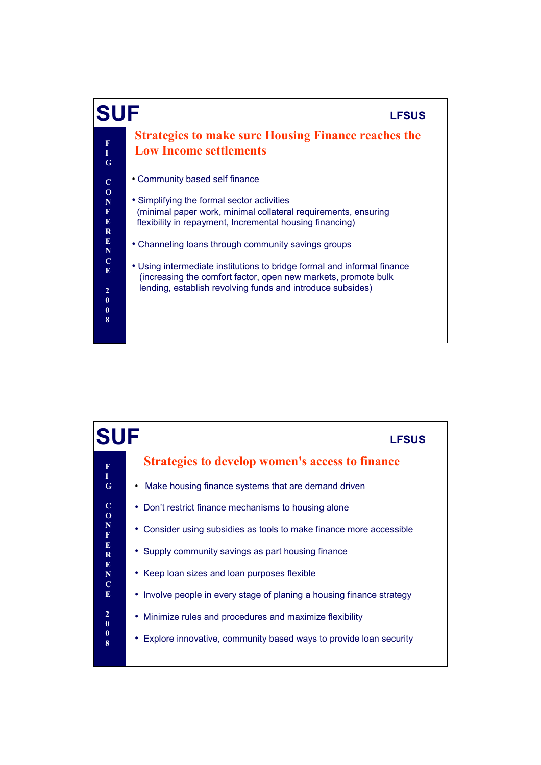## Strategies to make sure Housing Finance reaches the Low Income settlements

- Community based self finance
- Simplifying the formal sector activities (minimal paper work, minimal collateral requirements, ensuring flexibility in repayment, Incremental housing financing)
- Channeling loans through community savings groups
- Using intermediate institutions to bridge formal and informal finance (increasing the comfort factor, open new markets, promote bulk lending, establish revolving funds and introduce subsides)

## Strategies to develop women's access to finance

- Make housing finance systems that are demand driven
- Don't restrict finance mechanisms to housing alone
- Consider using subsidies as tools to make finance more accessible
- Supply community savings as part housing finance
- Keep loan sizes and loan purposes flexible
- Involve people in every stage of planing a housing finance strategy
- Minimize rules and procedures and maximize flexibility
- Explore innovative, community based ways to provide loan security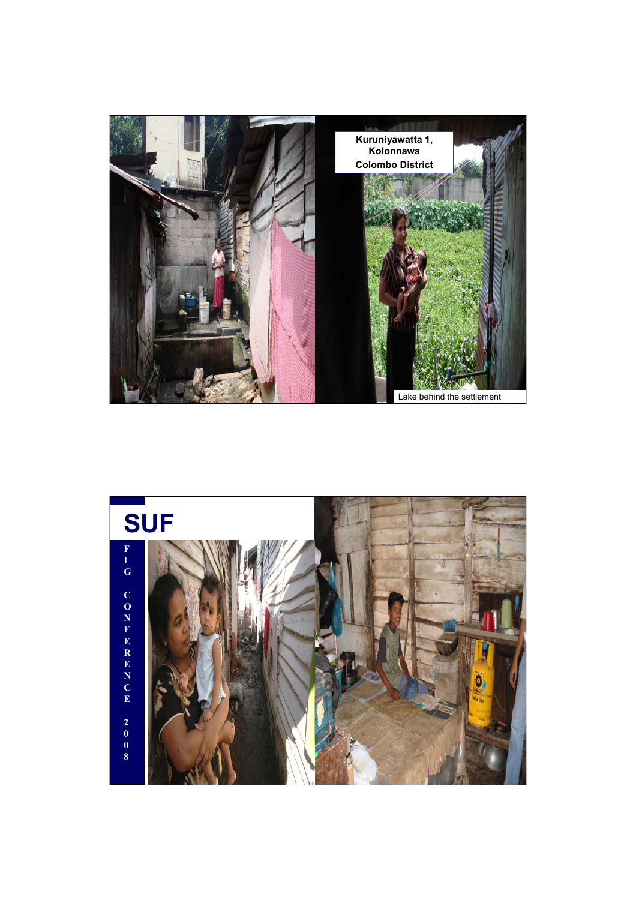Kuruniyawatta 1, Kolonnawa Colombo District

Lake behind the settlement

# SUF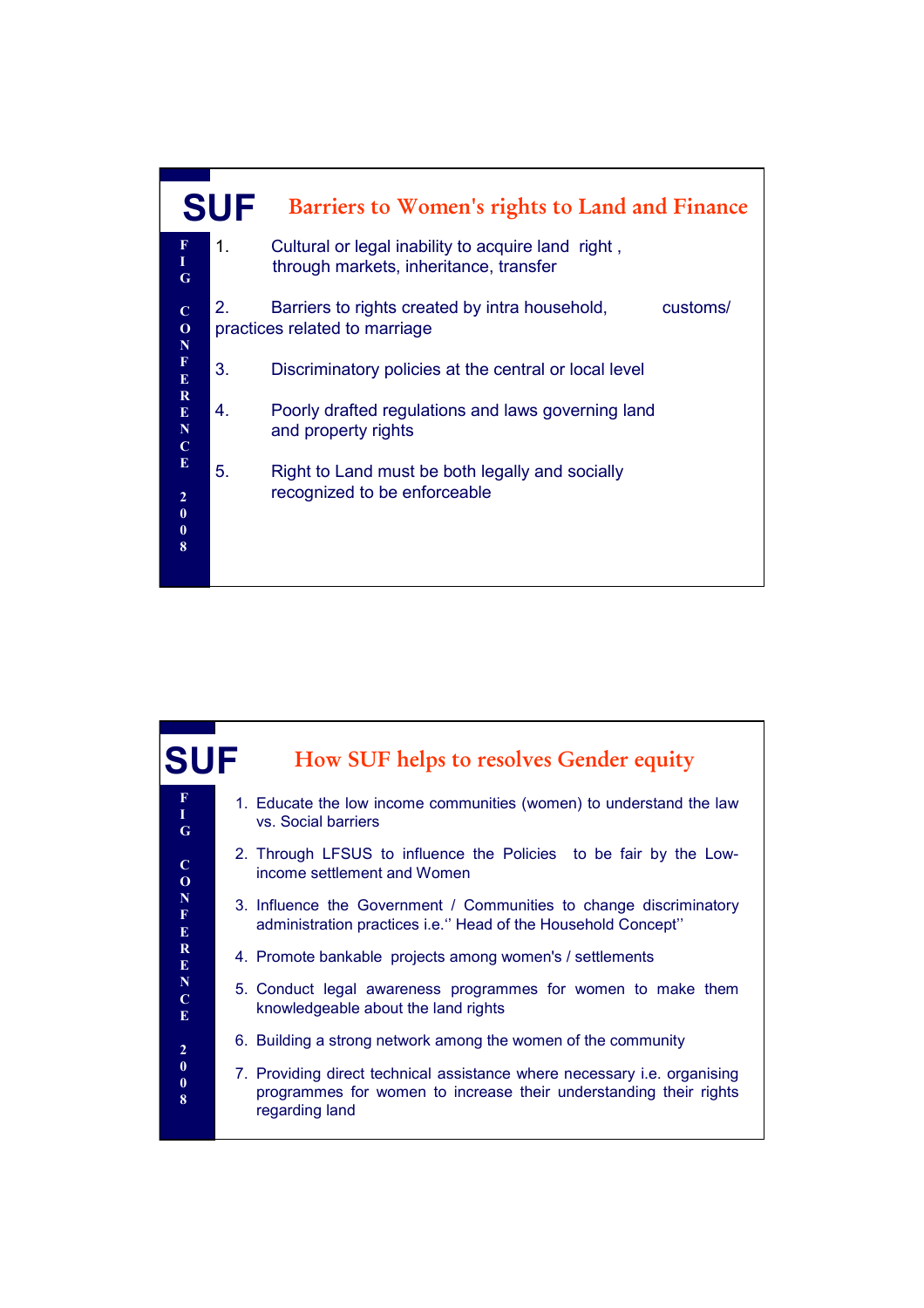## Barriers to Women's rights to Land and Finance

1. Cultural or legal inability to acquire land right , through markets, inheritance, transfer

2. Barriers to rights created by intra household, customs/ practices related to marriage

3. Discriminatory policies at the central or local level

4. Poorly drafted regulations and laws governing land and property rights

5. Right to Land must be both legally and socially recognized to be enforceable

## How SUF helps to resolves Gender equity

1. Educate the low income communities (women) to understand the law vs. Social barriers
2. Through LFSUS to influence the Policies to be fair by the Low-income settlement and Women
3. Influence the Government / Communities to change discriminatory administration practices i.e.'' Head of the Household Concept''
4. Promote bankable projects among women's / settlements
5. Conduct legal awareness programmes for women to make them knowledgeable about the land rights
6. Building a strong network among the women of the community
7. Providing direct technical assistance where necessary i.e. organising programmes for women to increase their understanding their rights regarding land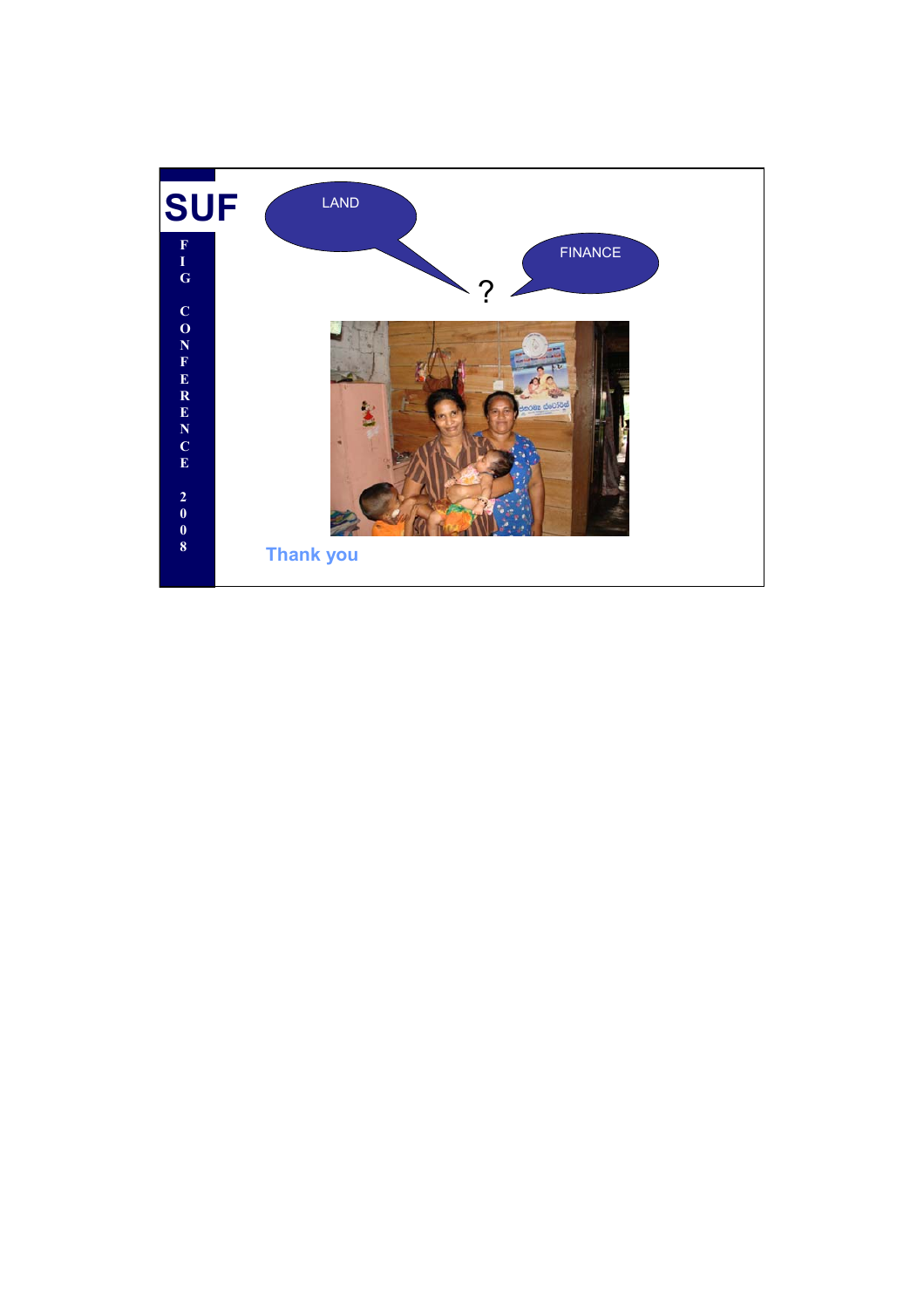SUF

FIG CONFERENCE 2008

LAND

FINANCE

?

Thank you